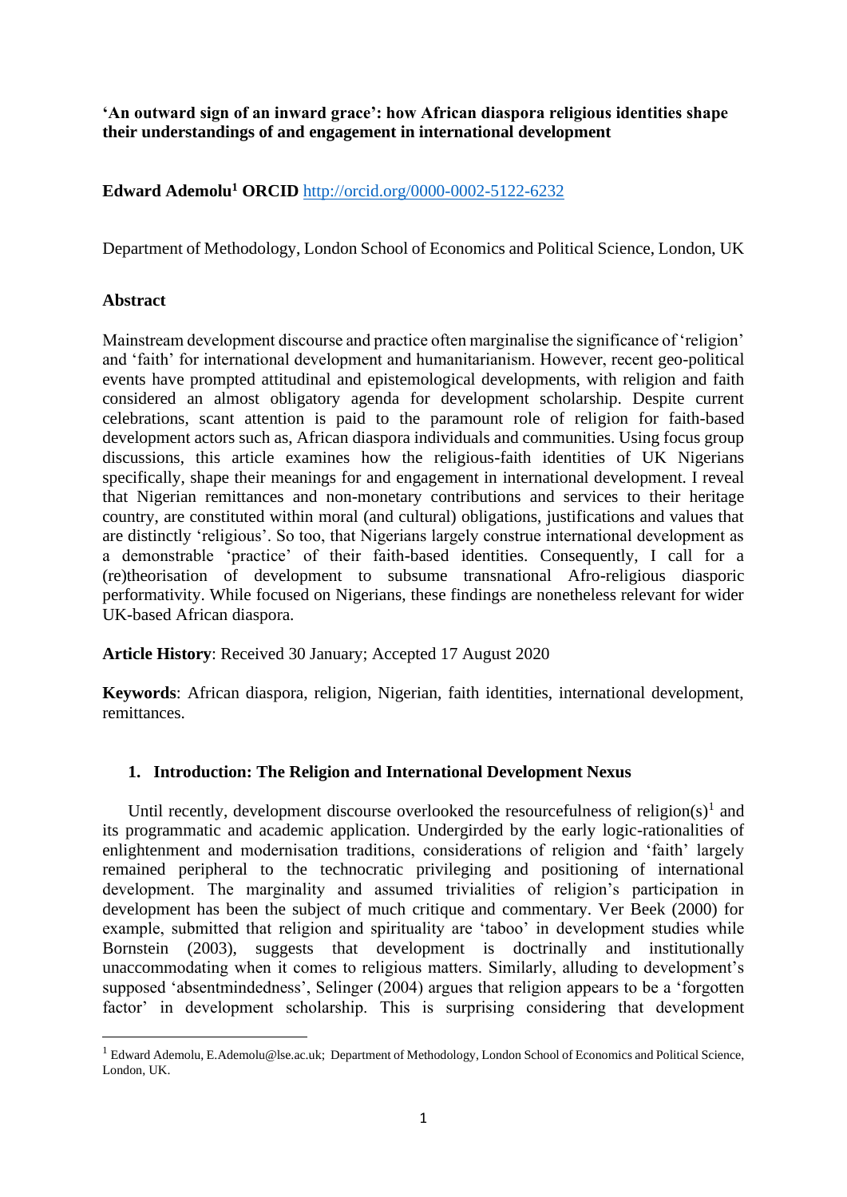**'An outward sign of an inward grace': how African diaspora religious identities shape their understandings of and engagement in international development**

**Edward Ademolu[1] ORCID** http://orcid.org/0000-0002-5122-6232

Department of Methodology, London School of Economics and Political Science, London, UK

## Abstract

Mainstream development discourse and practice often marginalise the significance of 'religion' and 'faith' for international development and humanitarianism. However, recent geo-political events have prompted attitudinal and epistemological developments, with religion and faith considered an almost obligatory agenda for development scholarship. Despite current celebrations, scant attention is paid to the paramount role of religion for faith-based development actors such as, African diaspora individuals and communities. Using focus group discussions, this article examines how the religious-faith identities of UK Nigerians specifically, shape their meanings for and engagement in international development. I reveal that Nigerian remittances and non-monetary contributions and services to their heritage country, are constituted within moral (and cultural) obligations, justifications and values that are distinctly 'religious'. So too, that Nigerians largely construe international development as a demonstrable 'practice' of their faith-based identities. Consequently, I call for a (re)theorisation of development to subsume transnational Afro-religious diasporic performativity. While focused on Nigerians, these findings are nonetheless relevant for wider UK-based African diaspora.

**Article History**: Received 30 January; Accepted 17 August 2020

**Keywords**: African diaspora, religion, Nigerian, faith identities, international development, remittances.

## 1. Introduction: The Religion and International Development Nexus

Until recently, development discourse overlooked the resourcefulness of religion(s)[1] and its programmatic and academic application. Undergirded by the early logic-rationalities of enlightenment and modernisation traditions, considerations of religion and 'faith' largely remained peripheral to the technocratic privileging and positioning of international development. The marginality and assumed trivialities of religion's participation in development has been the subject of much critique and commentary. Ver Beek (2000) for example, submitted that religion and spirituality are 'taboo' in development studies while Bornstein (2003), suggests that development is doctrinally and institutionally unaccommodating when it comes to religious matters. Similarly, alluding to development's supposed 'absentmindedness', Selinger (2004) argues that religion appears to be a 'forgotten factor' in development scholarship. This is surprising considering that development

[1] Edward Ademolu, E.Ademolu@lse.ac.uk; Department of Methodology, London School of Economics and Political Science, London, UK.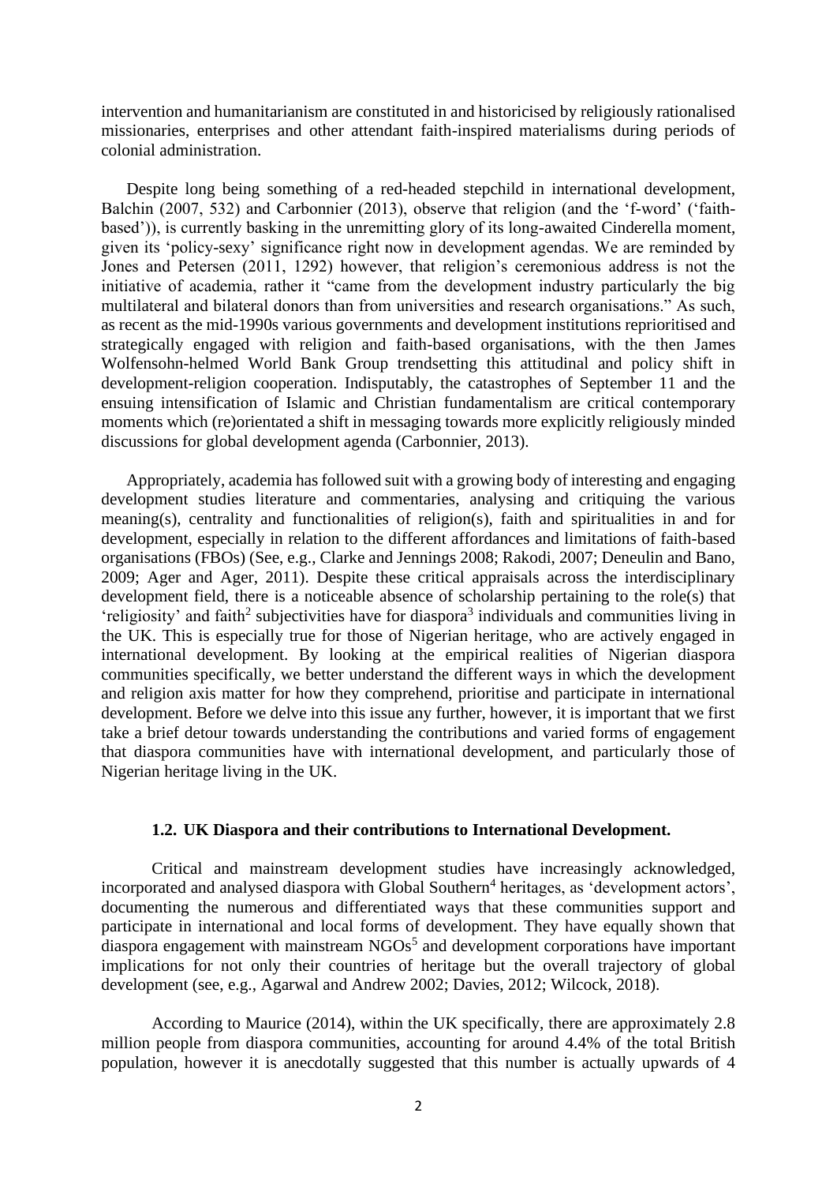intervention and humanitarianism are constituted in and historicised by religiously rationalised missionaries, enterprises and other attendant faith-inspired materialisms during periods of colonial administration.

Despite long being something of a red-headed stepchild in international development, Balchin (2007, 532) and Carbonnier (2013), observe that religion (and the 'f-word' ('faith-based')), is currently basking in the unremitting glory of its long-awaited Cinderella moment, given its 'policy-sexy' significance right now in development agendas. We are reminded by Jones and Petersen (2011, 1292) however, that religion's ceremonious address is not the initiative of academia, rather it "came from the development industry particularly the big multilateral and bilateral donors than from universities and research organisations." As such, as recent as the mid-1990s various governments and development institutions reprioritised and strategically engaged with religion and faith-based organisations, with the then James Wolfensohn-helmed World Bank Group trendsetting this attitudinal and policy shift in development-religion cooperation. Indisputably, the catastrophes of September 11 and the ensuing intensification of Islamic and Christian fundamentalism are critical contemporary moments which (re)orientated a shift in messaging towards more explicitly religiously minded discussions for global development agenda (Carbonnier, 2013).

Appropriately, academia has followed suit with a growing body of interesting and engaging development studies literature and commentaries, analysing and critiquing the various meaning(s), centrality and functionalities of religion(s), faith and spiritualities in and for development, especially in relation to the different affordances and limitations of faith-based organisations (FBOs) (See, e.g., Clarke and Jennings 2008; Rakodi, 2007; Deneulin and Bano, 2009; Ager and Ager, 2011). Despite these critical appraisals across the interdisciplinary development field, there is a noticeable absence of scholarship pertaining to the role(s) that 'religiosity' and faith[2] subjectivities have for diaspora[3] individuals and communities living in the UK. This is especially true for those of Nigerian heritage, who are actively engaged in international development. By looking at the empirical realities of Nigerian diaspora communities specifically, we better understand the different ways in which the development and religion axis matter for how they comprehend, prioritise and participate in international development. Before we delve into this issue any further, however, it is important that we first take a brief detour towards understanding the contributions and varied forms of engagement that diaspora communities have with international development, and particularly those of Nigerian heritage living in the UK.

### 1.2. UK Diaspora and their contributions to International Development.

Critical and mainstream development studies have increasingly acknowledged, incorporated and analysed diaspora with Global Southern[4] heritages, as 'development actors', documenting the numerous and differentiated ways that these communities support and participate in international and local forms of development. They have equally shown that diaspora engagement with mainstream NGOs[5] and development corporations have important implications for not only their countries of heritage but the overall trajectory of global development (see, e.g., Agarwal and Andrew 2002; Davies, 2012; Wilcock, 2018).

According to Maurice (2014), within the UK specifically, there are approximately 2.8 million people from diaspora communities, accounting for around 4.4% of the total British population, however it is anecdotally suggested that this number is actually upwards of 4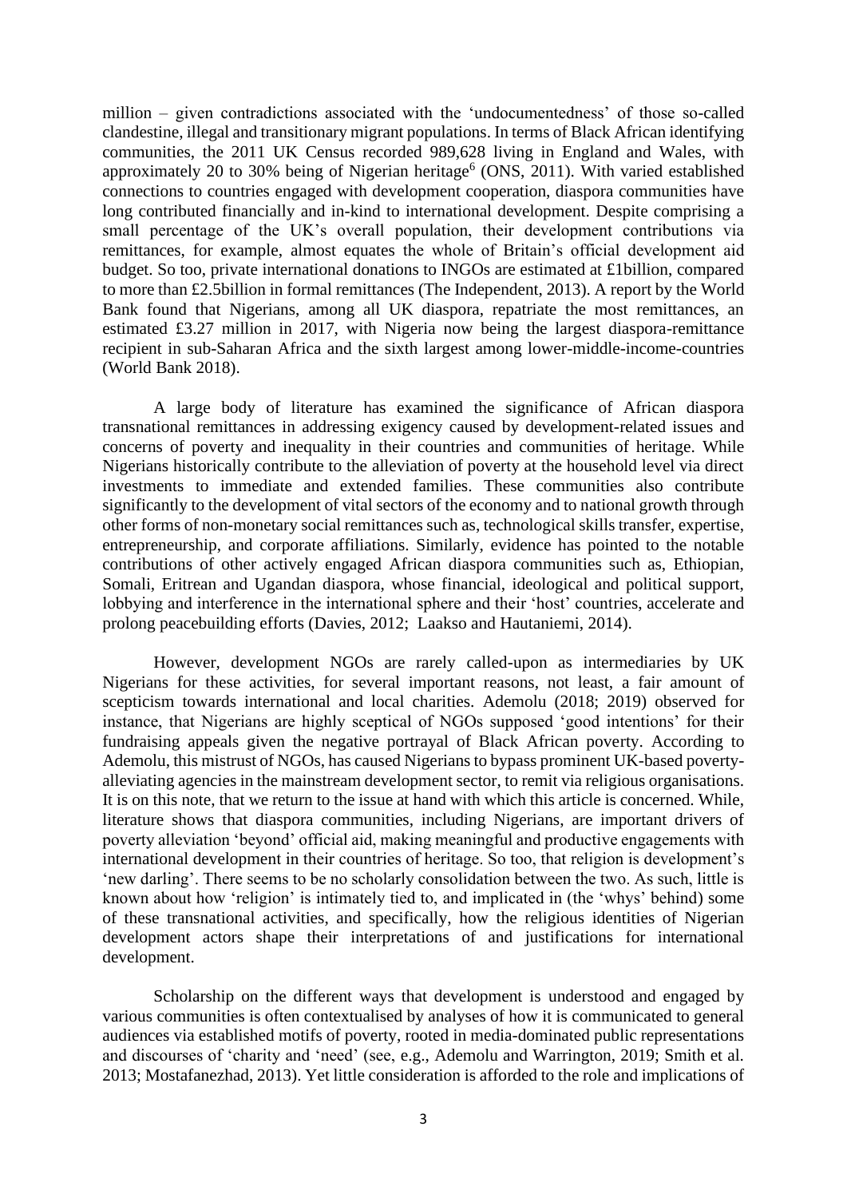million – given contradictions associated with the 'undocumentedness' of those so-called clandestine, illegal and transitionary migrant populations. In terms of Black African identifying communities, the 2011 UK Census recorded 989,628 living in England and Wales, with approximately 20 to 30% being of Nigerian heritage[6] (ONS, 2011). With varied established connections to countries engaged with development cooperation, diaspora communities have long contributed financially and in-kind to international development. Despite comprising a small percentage of the UK's overall population, their development contributions via remittances, for example, almost equates the whole of Britain's official development aid budget. So too, private international donations to INGOs are estimated at £1billion, compared to more than £2.5billion in formal remittances (The Independent, 2013). A report by the World Bank found that Nigerians, among all UK diaspora, repatriate the most remittances, an estimated £3.27 million in 2017, with Nigeria now being the largest diaspora-remittance recipient in sub-Saharan Africa and the sixth largest among lower-middle-income-countries (World Bank 2018).

A large body of literature has examined the significance of African diaspora transnational remittances in addressing exigency caused by development-related issues and concerns of poverty and inequality in their countries and communities of heritage. While Nigerians historically contribute to the alleviation of poverty at the household level via direct investments to immediate and extended families. These communities also contribute significantly to the development of vital sectors of the economy and to national growth through other forms of non-monetary social remittances such as, technological skills transfer, expertise, entrepreneurship, and corporate affiliations. Similarly, evidence has pointed to the notable contributions of other actively engaged African diaspora communities such as, Ethiopian, Somali, Eritrean and Ugandan diaspora, whose financial, ideological and political support, lobbying and interference in the international sphere and their 'host' countries, accelerate and prolong peacebuilding efforts (Davies, 2012; Laakso and Hautaniemi, 2014).

However, development NGOs are rarely called-upon as intermediaries by UK Nigerians for these activities, for several important reasons, not least, a fair amount of scepticism towards international and local charities. Ademolu (2018; 2019) observed for instance, that Nigerians are highly sceptical of NGOs supposed 'good intentions' for their fundraising appeals given the negative portrayal of Black African poverty. According to Ademolu, this mistrust of NGOs, has caused Nigerians to bypass prominent UK-based poverty-alleviating agencies in the mainstream development sector, to remit via religious organisations. It is on this note, that we return to the issue at hand with which this article is concerned. While, literature shows that diaspora communities, including Nigerians, are important drivers of poverty alleviation 'beyond' official aid, making meaningful and productive engagements with international development in their countries of heritage. So too, that religion is development's 'new darling'. There seems to be no scholarly consolidation between the two. As such, little is known about how 'religion' is intimately tied to, and implicated in (the 'whys' behind) some of these transnational activities, and specifically, how the religious identities of Nigerian development actors shape their interpretations of and justifications for international development.

Scholarship on the different ways that development is understood and engaged by various communities is often contextualised by analyses of how it is communicated to general audiences via established motifs of poverty, rooted in media-dominated public representations and discourses of 'charity and 'need' (see, e.g., Ademolu and Warrington, 2019; Smith et al. 2013; Mostafanezhad, 2013). Yet little consideration is afforded to the role and implications of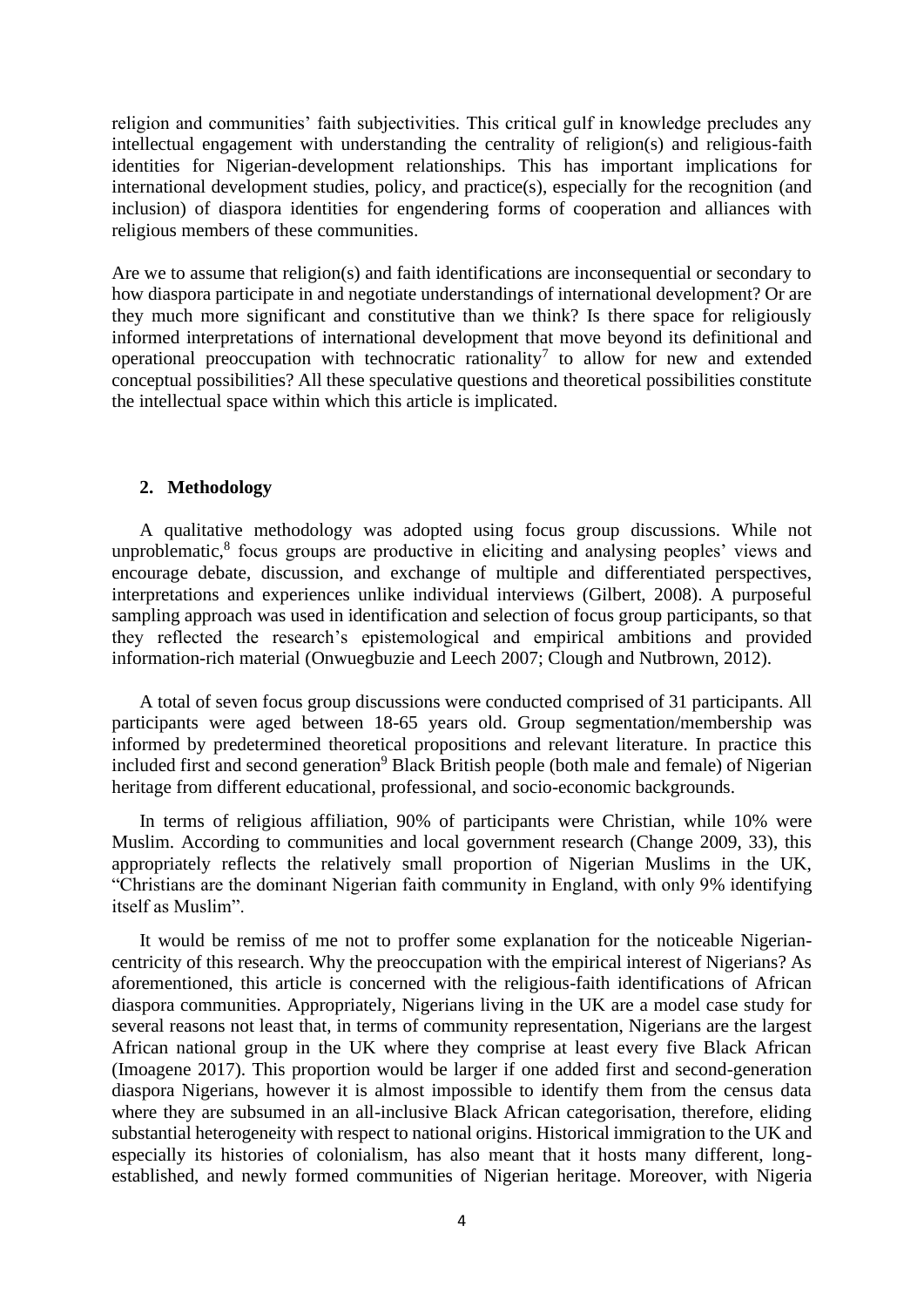religion and communities' faith subjectivities. This critical gulf in knowledge precludes any intellectual engagement with understanding the centrality of religion(s) and religious-faith identities for Nigerian-development relationships. This has important implications for international development studies, policy, and practice(s), especially for the recognition (and inclusion) of diaspora identities for engendering forms of cooperation and alliances with religious members of these communities.

Are we to assume that religion(s) and faith identifications are inconsequential or secondary to how diaspora participate in and negotiate understandings of international development? Or are they much more significant and constitutive than we think? Is there space for religiously informed interpretations of international development that move beyond its definitional and operational preoccupation with technocratic rationality[7] to allow for new and extended conceptual possibilities? All these speculative questions and theoretical possibilities constitute the intellectual space within which this article is implicated.

## 2. Methodology

A qualitative methodology was adopted using focus group discussions. While not unproblematic,[8] focus groups are productive in eliciting and analysing peoples' views and encourage debate, discussion, and exchange of multiple and differentiated perspectives, interpretations and experiences unlike individual interviews (Gilbert, 2008). A purposeful sampling approach was used in identification and selection of focus group participants, so that they reflected the research's epistemological and empirical ambitions and provided information-rich material (Onwuegbuzie and Leech 2007; Clough and Nutbrown, 2012).

A total of seven focus group discussions were conducted comprised of 31 participants. All participants were aged between 18-65 years old. Group segmentation/membership was informed by predetermined theoretical propositions and relevant literature. In practice this included first and second generation[9] Black British people (both male and female) of Nigerian heritage from different educational, professional, and socio-economic backgrounds.

In terms of religious affiliation, 90% of participants were Christian, while 10% were Muslim. According to communities and local government research (Change 2009, 33), this appropriately reflects the relatively small proportion of Nigerian Muslims in the UK, "Christians are the dominant Nigerian faith community in England, with only 9% identifying itself as Muslim".

It would be remiss of me not to proffer some explanation for the noticeable Nigerian-centricity of this research. Why the preoccupation with the empirical interest of Nigerians? As aforementioned, this article is concerned with the religious-faith identifications of African diaspora communities. Appropriately, Nigerians living in the UK are a model case study for several reasons not least that, in terms of community representation, Nigerians are the largest African national group in the UK where they comprise at least every five Black African (Imoagene 2017). This proportion would be larger if one added first and second-generation diaspora Nigerians, however it is almost impossible to identify them from the census data where they are subsumed in an all-inclusive Black African categorisation, therefore, eliding substantial heterogeneity with respect to national origins. Historical immigration to the UK and especially its histories of colonialism, has also meant that it hosts many different, long-established, and newly formed communities of Nigerian heritage. Moreover, with Nigeria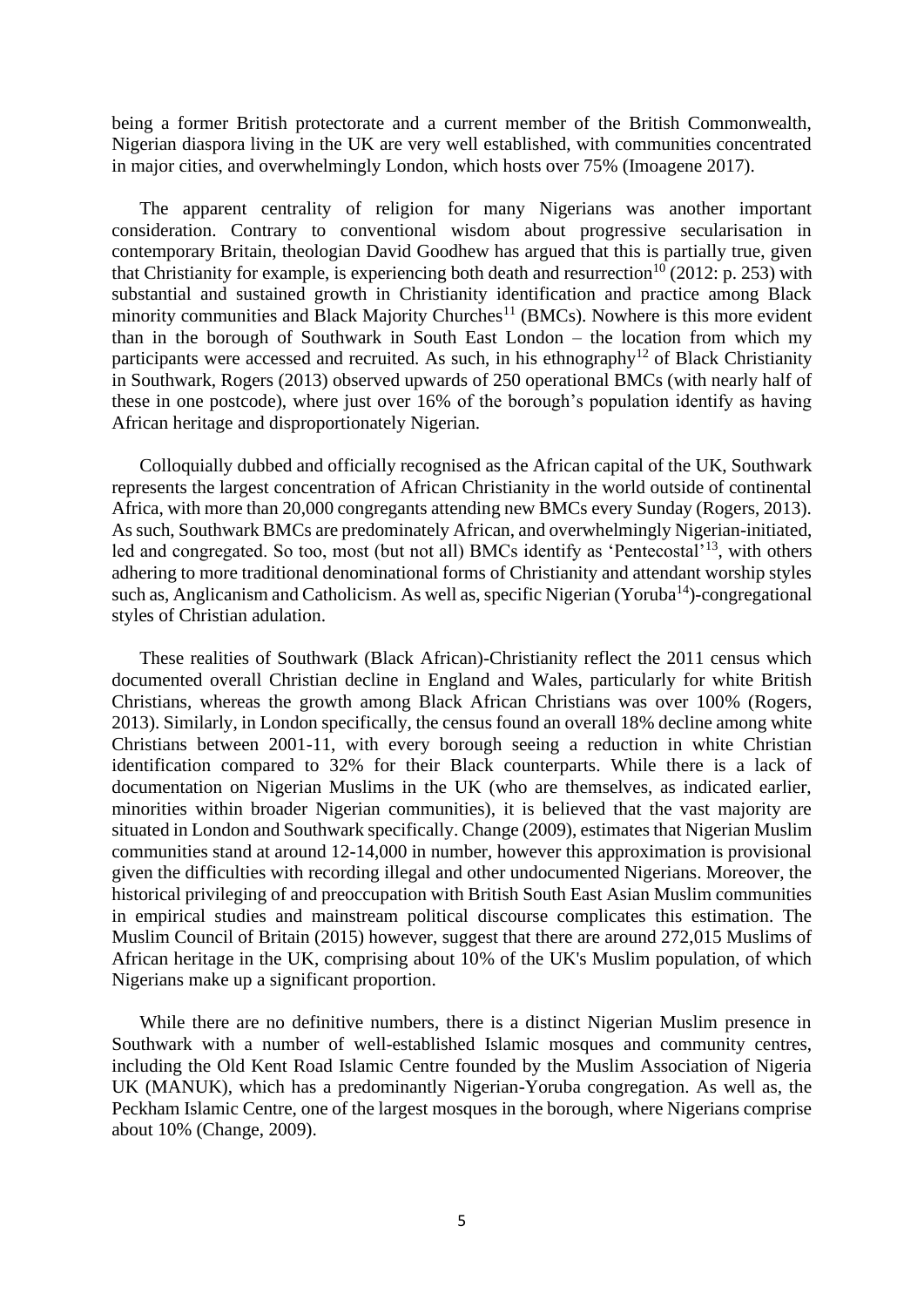being a former British protectorate and a current member of the British Commonwealth, Nigerian diaspora living in the UK are very well established, with communities concentrated in major cities, and overwhelmingly London, which hosts over 75% (Imoagene 2017).

The apparent centrality of religion for many Nigerians was another important consideration. Contrary to conventional wisdom about progressive secularisation in contemporary Britain, theologian David Goodhew has argued that this is partially true, given that Christianity for example, is experiencing both death and resurrection[10] (2012: p. 253) with substantial and sustained growth in Christianity identification and practice among Black minority communities and Black Majority Churches[11] (BMCs). Nowhere is this more evident than in the borough of Southwark in South East London – the location from which my participants were accessed and recruited. As such, in his ethnography[12] of Black Christianity in Southwark, Rogers (2013) observed upwards of 250 operational BMCs (with nearly half of these in one postcode), where just over 16% of the borough's population identify as having African heritage and disproportionately Nigerian.

Colloquially dubbed and officially recognised as the African capital of the UK, Southwark represents the largest concentration of African Christianity in the world outside of continental Africa, with more than 20,000 congregants attending new BMCs every Sunday (Rogers, 2013). As such, Southwark BMCs are predominately African, and overwhelmingly Nigerian-initiated, led and congregated. So too, most (but not all) BMCs identify as 'Pentecostal'[13], with others adhering to more traditional denominational forms of Christianity and attendant worship styles such as, Anglicanism and Catholicism. As well as, specific Nigerian (Yoruba[14])-congregational styles of Christian adulation.

These realities of Southwark (Black African)-Christianity reflect the 2011 census which documented overall Christian decline in England and Wales, particularly for white British Christians, whereas the growth among Black African Christians was over 100% (Rogers, 2013). Similarly, in London specifically, the census found an overall 18% decline among white Christians between 2001-11, with every borough seeing a reduction in white Christian identification compared to 32% for their Black counterparts. While there is a lack of documentation on Nigerian Muslims in the UK (who are themselves, as indicated earlier, minorities within broader Nigerian communities), it is believed that the vast majority are situated in London and Southwark specifically. Change (2009), estimates that Nigerian Muslim communities stand at around 12-14,000 in number, however this approximation is provisional given the difficulties with recording illegal and other undocumented Nigerians. Moreover, the historical privileging of and preoccupation with British South East Asian Muslim communities in empirical studies and mainstream political discourse complicates this estimation. The Muslim Council of Britain (2015) however, suggest that there are around 272,015 Muslims of African heritage in the UK, comprising about 10% of the UK's Muslim population, of which Nigerians make up a significant proportion.

While there are no definitive numbers, there is a distinct Nigerian Muslim presence in Southwark with a number of well-established Islamic mosques and community centres, including the Old Kent Road Islamic Centre founded by the Muslim Association of Nigeria UK (MANUK), which has a predominantly Nigerian-Yoruba congregation. As well as, the Peckham Islamic Centre, one of the largest mosques in the borough, where Nigerians comprise about 10% (Change, 2009).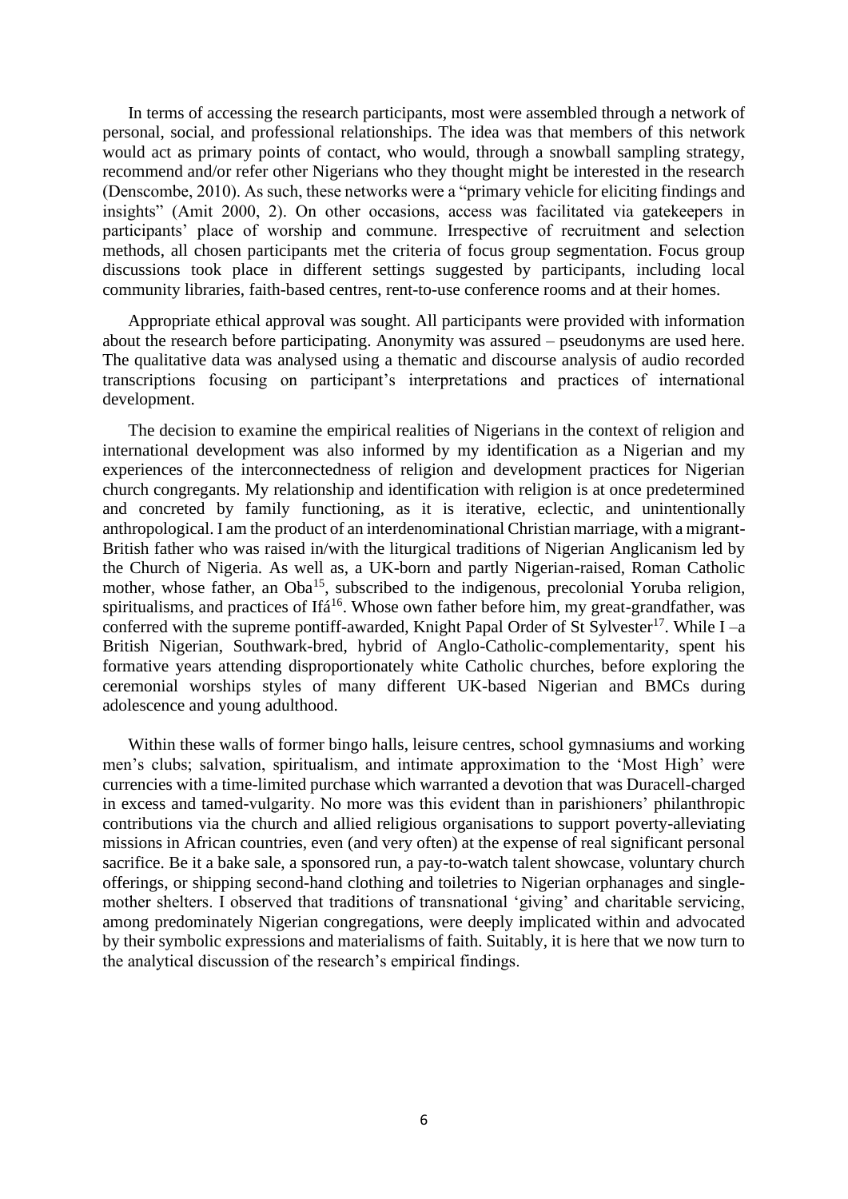In terms of accessing the research participants, most were assembled through a network of personal, social, and professional relationships. The idea was that members of this network would act as primary points of contact, who would, through a snowball sampling strategy, recommend and/or refer other Nigerians who they thought might be interested in the research (Denscombe, 2010). As such, these networks were a "primary vehicle for eliciting findings and insights" (Amit 2000, 2). On other occasions, access was facilitated via gatekeepers in participants' place of worship and commune. Irrespective of recruitment and selection methods, all chosen participants met the criteria of focus group segmentation. Focus group discussions took place in different settings suggested by participants, including local community libraries, faith-based centres, rent-to-use conference rooms and at their homes.

Appropriate ethical approval was sought. All participants were provided with information about the research before participating. Anonymity was assured – pseudonyms are used here. The qualitative data was analysed using a thematic and discourse analysis of audio recorded transcriptions focusing on participant's interpretations and practices of international development.

The decision to examine the empirical realities of Nigerians in the context of religion and international development was also informed by my identification as a Nigerian and my experiences of the interconnectedness of religion and development practices for Nigerian church congregants. My relationship and identification with religion is at once predetermined and concreted by family functioning, as it is iterative, eclectic, and unintentionally anthropological. I am the product of an interdenominational Christian marriage, with a migrant-British father who was raised in/with the liturgical traditions of Nigerian Anglicanism led by the Church of Nigeria. As well as, a UK-born and partly Nigerian-raised, Roman Catholic mother, whose father, an Oba[15], subscribed to the indigenous, precolonial Yoruba religion, spiritualisms, and practices of Ifá[16]. Whose own father before him, my great-grandfather, was conferred with the supreme pontiff-awarded, Knight Papal Order of St Sylvester[17]. While I –a British Nigerian, Southwark-bred, hybrid of Anglo-Catholic-complementarity, spent his formative years attending disproportionately white Catholic churches, before exploring the ceremonial worships styles of many different UK-based Nigerian and BMCs during adolescence and young adulthood.

Within these walls of former bingo halls, leisure centres, school gymnasiums and working men's clubs; salvation, spiritualism, and intimate approximation to the 'Most High' were currencies with a time-limited purchase which warranted a devotion that was Duracell-charged in excess and tamed-vulgarity. No more was this evident than in parishioners' philanthropic contributions via the church and allied religious organisations to support poverty-alleviating missions in African countries, even (and very often) at the expense of real significant personal sacrifice. Be it a bake sale, a sponsored run, a pay-to-watch talent showcase, voluntary church offerings, or shipping second-hand clothing and toiletries to Nigerian orphanages and single-mother shelters. I observed that traditions of transnational 'giving' and charitable servicing, among predominately Nigerian congregations, were deeply implicated within and advocated by their symbolic expressions and materialisms of faith. Suitably, it is here that we now turn to the analytical discussion of the research's empirical findings.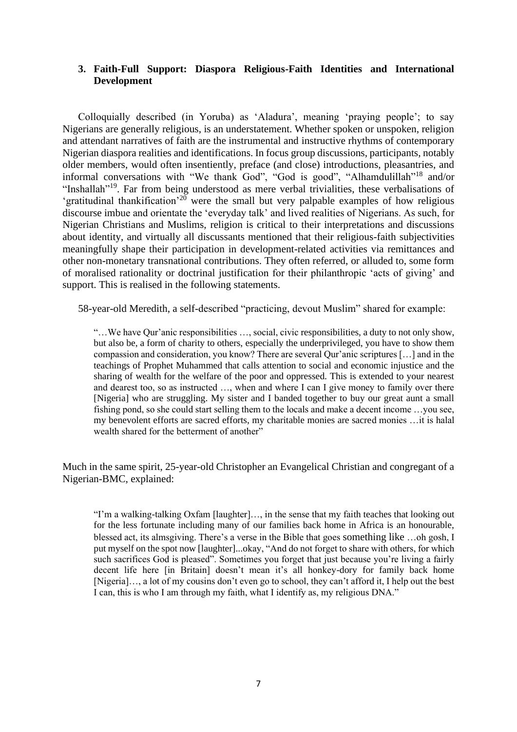### 3. Faith-Full Support: Diaspora Religious-Faith Identities and International Development

Colloquially described (in Yoruba) as 'Aladura', meaning 'praying people'; to say Nigerians are generally religious, is an understatement. Whether spoken or unspoken, religion and attendant narratives of faith are the instrumental and instructive rhythms of contemporary Nigerian diaspora realities and identifications. In focus group discussions, participants, notably older members, would often insentiently, preface (and close) introductions, pleasantries, and informal conversations with "We thank God", "God is good", "Alhamdulillah"[18] and/or "Inshallah"[19]. Far from being understood as mere verbal trivialities, these verbalisations of 'gratitudinal thankification'[20] were the small but very palpable examples of how religious discourse imbue and orientate the 'everyday talk' and lived realities of Nigerians. As such, for Nigerian Christians and Muslims, religion is critical to their interpretations and discussions about identity, and virtually all discussants mentioned that their religious-faith subjectivities meaningfully shape their participation in development-related activities via remittances and other non-monetary transnational contributions. They often referred, or alluded to, some form of moralised rationality or doctrinal justification for their philanthropic 'acts of giving' and support. This is realised in the following statements.

58-year-old Meredith, a self-described "practicing, devout Muslim" shared for example:

> "…We have Qur'anic responsibilities …, social, civic responsibilities, a duty to not only show, but also be, a form of charity to others, especially the underprivileged, you have to show them compassion and consideration, you know? There are several Qur'anic scriptures […] and in the teachings of Prophet Muhammed that calls attention to social and economic injustice and the sharing of wealth for the welfare of the poor and oppressed. This is extended to your nearest and dearest too, so as instructed …, when and where I can I give money to family over there [Nigeria] who are struggling. My sister and I banded together to buy our great aunt a small fishing pond, so she could start selling them to the locals and make a decent income …you see, my benevolent efforts are sacred efforts, my charitable monies are sacred monies …it is halal wealth shared for the betterment of another"

Much in the same spirit, 25-year-old Christopher an Evangelical Christian and congregant of a Nigerian-BMC, explained:

> "I'm a walking-talking Oxfam [laughter]…, in the sense that my faith teaches that looking out for the less fortunate including many of our families back home in Africa is an honourable, blessed act, its almsgiving. There's a verse in the Bible that goes something like …oh gosh, I put myself on the spot now [laughter]...okay, "And do not forget to share with others, for which such sacrifices God is pleased". Sometimes you forget that just because you're living a fairly decent life here [in Britain] doesn't mean it's all honkey-dory for family back home [Nigeria]…, a lot of my cousins don't even go to school, they can't afford it, I help out the best I can, this is who I am through my faith, what I identify as, my religious DNA."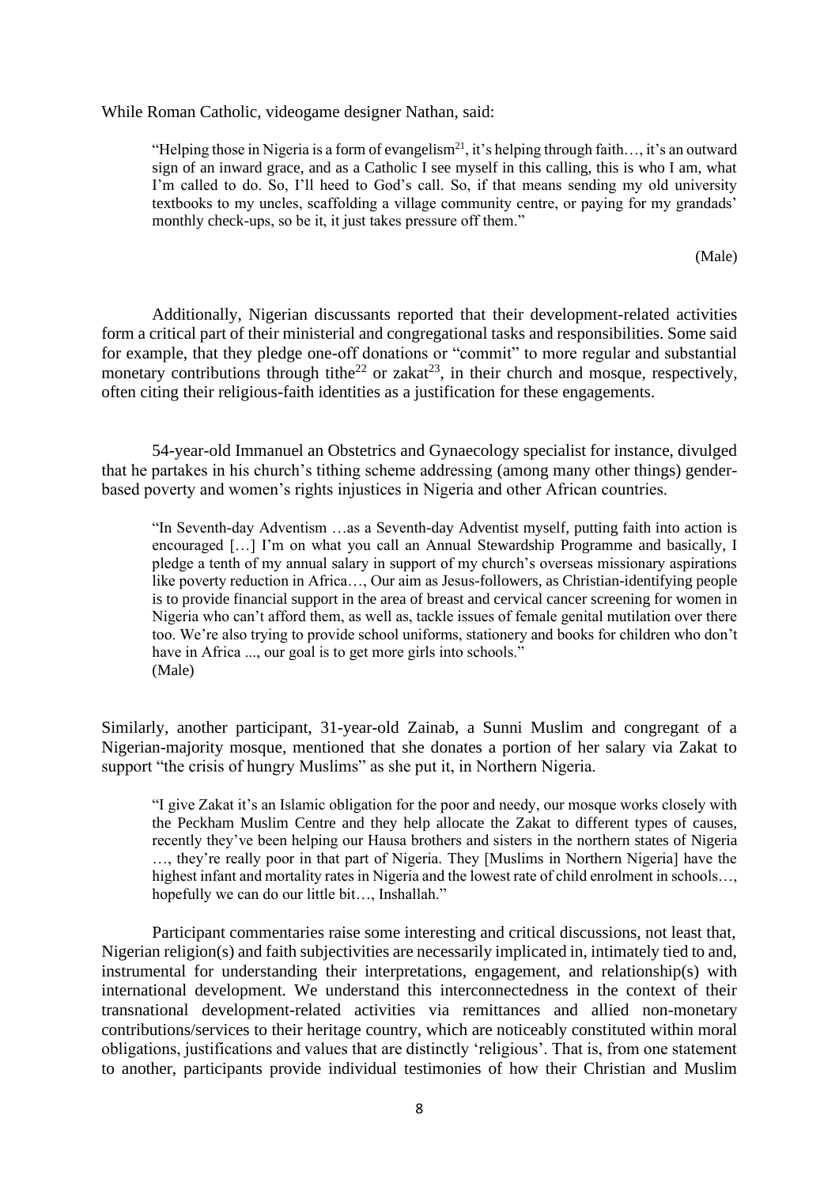While Roman Catholic, videogame designer Nathan, said:

> "Helping those in Nigeria is a form of evangelism[21], it's helping through faith…, it's an outward sign of an inward grace, and as a Catholic I see myself in this calling, this is who I am, what I'm called to do. So, I'll heed to God's call. So, if that means sending my old university textbooks to my uncles, scaffolding a village community centre, or paying for my grandads' monthly check-ups, so be it, it just takes pressure off them."
>
> (Male)

Additionally, Nigerian discussants reported that their development-related activities form a critical part of their ministerial and congregational tasks and responsibilities. Some said for example, that they pledge one-off donations or "commit" to more regular and substantial monetary contributions through tithe[22] or zakat[23], in their church and mosque, respectively, often citing their religious-faith identities as a justification for these engagements.

54-year-old Immanuel an Obstetrics and Gynaecology specialist for instance, divulged that he partakes in his church's tithing scheme addressing (among many other things) gender-based poverty and women's rights injustices in Nigeria and other African countries.

> "In Seventh-day Adventism …as a Seventh-day Adventist myself, putting faith into action is encouraged […] I'm on what you call an Annual Stewardship Programme and basically, I pledge a tenth of my annual salary in support of my church's overseas missionary aspirations like poverty reduction in Africa…, Our aim as Jesus-followers, as Christian-identifying people is to provide financial support in the area of breast and cervical cancer screening for women in Nigeria who can't afford them, as well as, tackle issues of female genital mutilation over there too. We're also trying to provide school uniforms, stationery and books for children who don't have in Africa ..., our goal is to get more girls into schools."
> (Male)

Similarly, another participant, 31-year-old Zainab, a Sunni Muslim and congregant of a Nigerian-majority mosque, mentioned that she donates a portion of her salary via Zakat to support "the crisis of hungry Muslims" as she put it, in Northern Nigeria.

> "I give Zakat it's an Islamic obligation for the poor and needy, our mosque works closely with the Peckham Muslim Centre and they help allocate the Zakat to different types of causes, recently they've been helping our Hausa brothers and sisters in the northern states of Nigeria …, they're really poor in that part of Nigeria. They [Muslims in Northern Nigeria] have the highest infant and mortality rates in Nigeria and the lowest rate of child enrolment in schools…, hopefully we can do our little bit…, Inshallah."

Participant commentaries raise some interesting and critical discussions, not least that, Nigerian religion(s) and faith subjectivities are necessarily implicated in, intimately tied to and, instrumental for understanding their interpretations, engagement, and relationship(s) with international development. We understand this interconnectedness in the context of their transnational development-related activities via remittances and allied non-monetary contributions/services to their heritage country, which are noticeably constituted within moral obligations, justifications and values that are distinctly 'religious'. That is, from one statement to another, participants provide individual testimonies of how their Christian and Muslim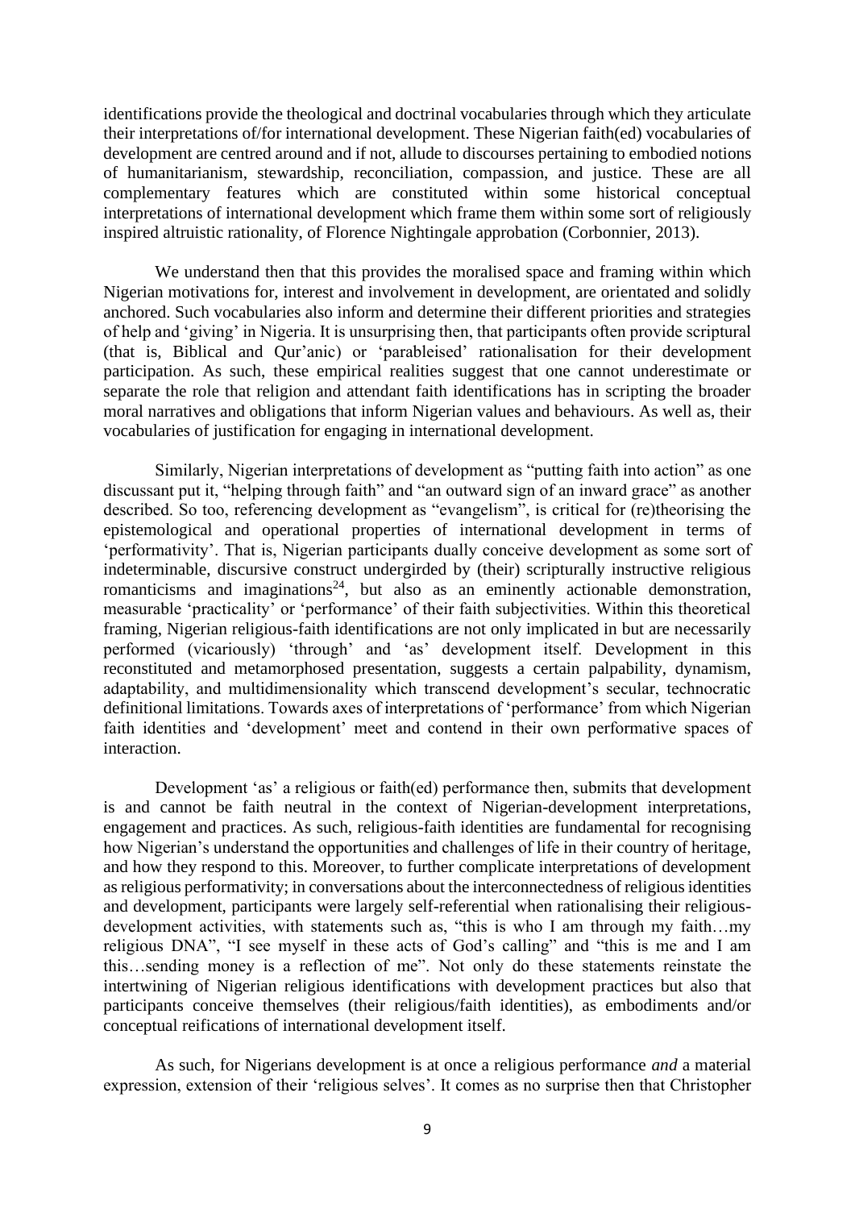identifications provide the theological and doctrinal vocabularies through which they articulate their interpretations of/for international development. These Nigerian faith(ed) vocabularies of development are centred around and if not, allude to discourses pertaining to embodied notions of humanitarianism, stewardship, reconciliation, compassion, and justice. These are all complementary features which are constituted within some historical conceptual interpretations of international development which frame them within some sort of religiously inspired altruistic rationality, of Florence Nightingale approbation (Corbonnier, 2013).

We understand then that this provides the moralised space and framing within which Nigerian motivations for, interest and involvement in development, are orientated and solidly anchored. Such vocabularies also inform and determine their different priorities and strategies of help and 'giving' in Nigeria. It is unsurprising then, that participants often provide scriptural (that is, Biblical and Qur'anic) or 'parableised' rationalisation for their development participation. As such, these empirical realities suggest that one cannot underestimate or separate the role that religion and attendant faith identifications has in scripting the broader moral narratives and obligations that inform Nigerian values and behaviours. As well as, their vocabularies of justification for engaging in international development.

Similarly, Nigerian interpretations of development as "putting faith into action" as one discussant put it, "helping through faith" and "an outward sign of an inward grace" as another described. So too, referencing development as "evangelism", is critical for (re)theorising the epistemological and operational properties of international development in terms of 'performativity'. That is, Nigerian participants dually conceive development as some sort of indeterminable, discursive construct undergirded by (their) scripturally instructive religious romanticisms and imaginations[24], but also as an eminently actionable demonstration, measurable 'practicality' or 'performance' of their faith subjectivities. Within this theoretical framing, Nigerian religious-faith identifications are not only implicated in but are necessarily performed (vicariously) 'through' and 'as' development itself. Development in this reconstituted and metamorphosed presentation, suggests a certain palpability, dynamism, adaptability, and multidimensionality which transcend development's secular, technocratic definitional limitations. Towards axes of interpretations of 'performance' from which Nigerian faith identities and 'development' meet and contend in their own performative spaces of interaction.

Development 'as' a religious or faith(ed) performance then, submits that development is and cannot be faith neutral in the context of Nigerian-development interpretations, engagement and practices. As such, religious-faith identities are fundamental for recognising how Nigerian's understand the opportunities and challenges of life in their country of heritage, and how they respond to this. Moreover, to further complicate interpretations of development as religious performativity; in conversations about the interconnectedness of religious identities and development, participants were largely self-referential when rationalising their religious-development activities, with statements such as, "this is who I am through my faith…my religious DNA", "I see myself in these acts of God's calling" and "this is me and I am this…sending money is a reflection of me". Not only do these statements reinstate the intertwining of Nigerian religious identifications with development practices but also that participants conceive themselves (their religious/faith identities), as embodiments and/or conceptual reifications of international development itself.

As such, for Nigerians development is at once a religious performance *and* a material expression, extension of their 'religious selves'. It comes as no surprise then that Christopher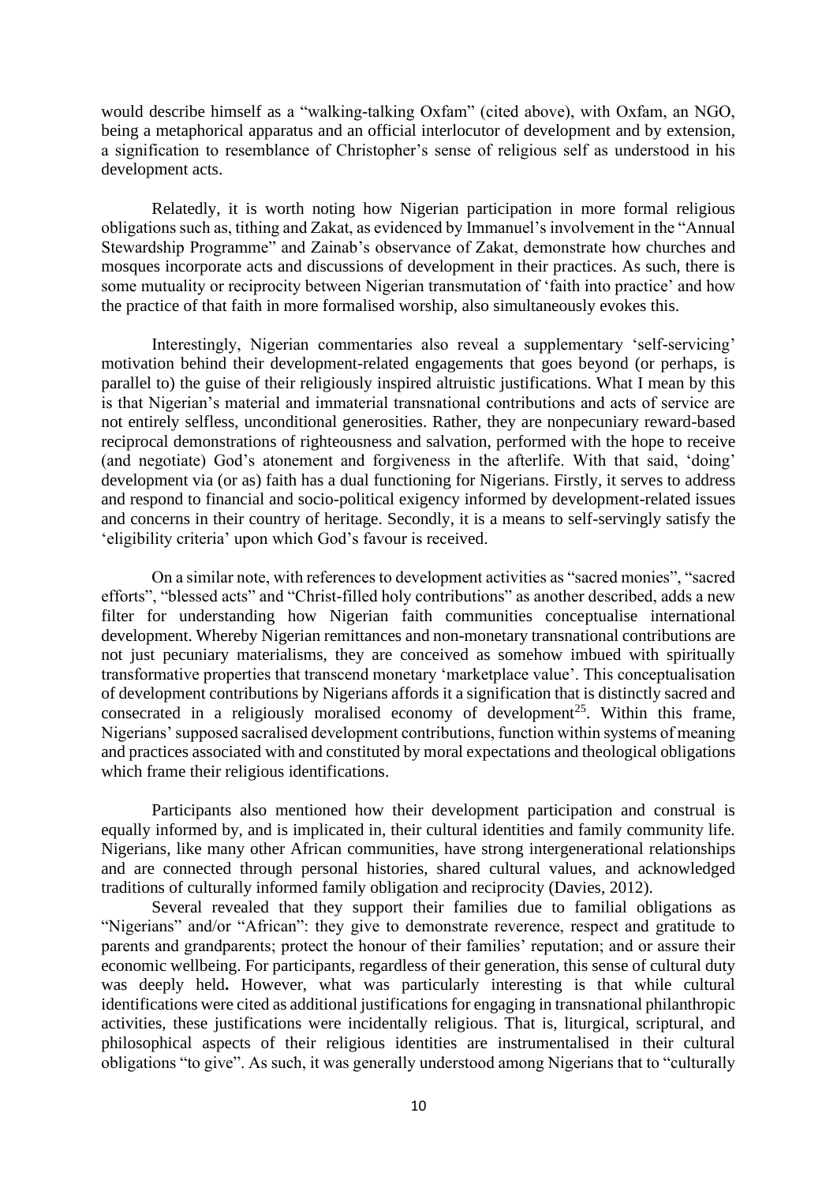would describe himself as a "walking-talking Oxfam" (cited above), with Oxfam, an NGO, being a metaphorical apparatus and an official interlocutor of development and by extension, a signification to resemblance of Christopher's sense of religious self as understood in his development acts.

Relatedly, it is worth noting how Nigerian participation in more formal religious obligations such as, tithing and Zakat, as evidenced by Immanuel's involvement in the "Annual Stewardship Programme" and Zainab's observance of Zakat, demonstrate how churches and mosques incorporate acts and discussions of development in their practices. As such, there is some mutuality or reciprocity between Nigerian transmutation of 'faith into practice' and how the practice of that faith in more formalised worship, also simultaneously evokes this.

Interestingly, Nigerian commentaries also reveal a supplementary 'self-servicing' motivation behind their development-related engagements that goes beyond (or perhaps, is parallel to) the guise of their religiously inspired altruistic justifications. What I mean by this is that Nigerian's material and immaterial transnational contributions and acts of service are not entirely selfless, unconditional generosities. Rather, they are nonpecuniary reward-based reciprocal demonstrations of righteousness and salvation, performed with the hope to receive (and negotiate) God's atonement and forgiveness in the afterlife. With that said, 'doing' development via (or as) faith has a dual functioning for Nigerians. Firstly, it serves to address and respond to financial and socio-political exigency informed by development-related issues and concerns in their country of heritage. Secondly, it is a means to self-servingly satisfy the 'eligibility criteria' upon which God's favour is received.

On a similar note, with references to development activities as "sacred monies", "sacred efforts", "blessed acts" and "Christ-filled holy contributions" as another described, adds a new filter for understanding how Nigerian faith communities conceptualise international development. Whereby Nigerian remittances and non-monetary transnational contributions are not just pecuniary materialisms, they are conceived as somehow imbued with spiritually transformative properties that transcend monetary 'marketplace value'. This conceptualisation of development contributions by Nigerians affords it a signification that is distinctly sacred and consecrated in a religiously moralised economy of development[25]. Within this frame, Nigerians' supposed sacralised development contributions, function within systems of meaning and practices associated with and constituted by moral expectations and theological obligations which frame their religious identifications.

Participants also mentioned how their development participation and construal is equally informed by, and is implicated in, their cultural identities and family community life. Nigerians, like many other African communities, have strong intergenerational relationships and are connected through personal histories, shared cultural values, and acknowledged traditions of culturally informed family obligation and reciprocity (Davies, 2012).

Several revealed that they support their families due to familial obligations as "Nigerians" and/or "African": they give to demonstrate reverence, respect and gratitude to parents and grandparents; protect the honour of their families' reputation; and or assure their economic wellbeing. For participants, regardless of their generation, this sense of cultural duty was deeply held**.** However, what was particularly interesting is that while cultural identifications were cited as additional justifications for engaging in transnational philanthropic activities, these justifications were incidentally religious. That is, liturgical, scriptural, and philosophical aspects of their religious identities are instrumentalised in their cultural obligations "to give". As such, it was generally understood among Nigerians that to "culturally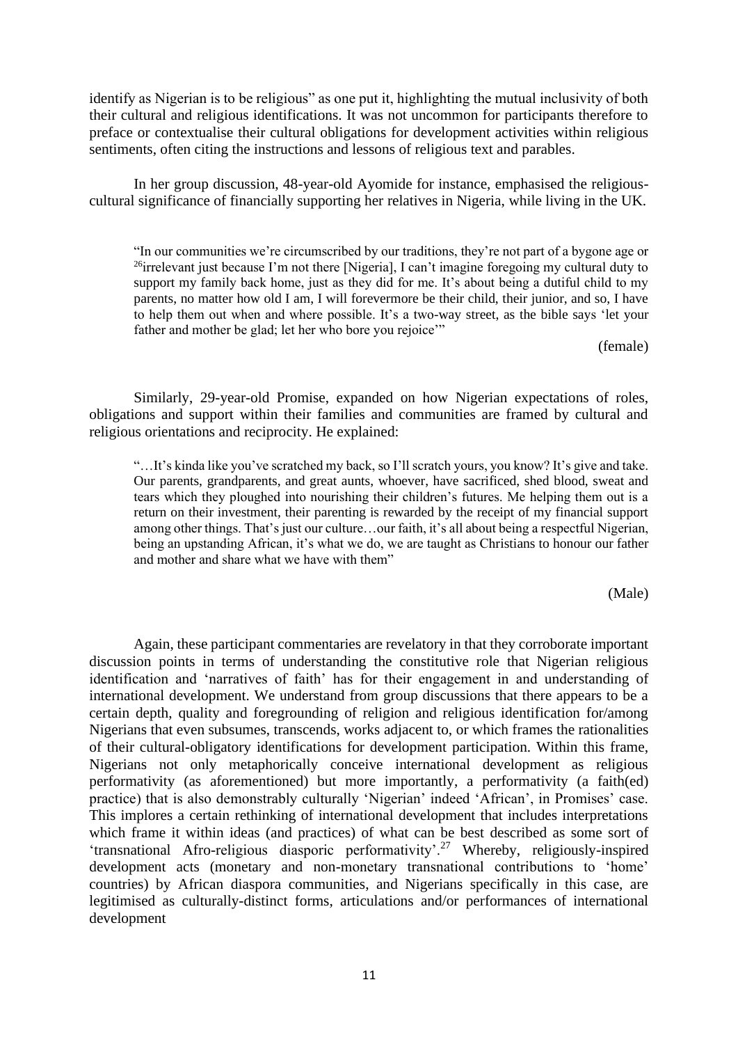identify as Nigerian is to be religious" as one put it, highlighting the mutual inclusivity of both their cultural and religious identifications. It was not uncommon for participants therefore to preface or contextualise their cultural obligations for development activities within religious sentiments, often citing the instructions and lessons of religious text and parables.

In her group discussion, 48-year-old Ayomide for instance, emphasised the religious-cultural significance of financially supporting her relatives in Nigeria, while living in the UK.

> "In our communities we're circumscribed by our traditions, they're not part of a bygone age or [26]irrelevant just because I'm not there [Nigeria], I can't imagine foregoing my cultural duty to support my family back home, just as they did for me. It's about being a dutiful child to my parents, no matter how old I am, I will forevermore be their child, their junior, and so, I have to help them out when and where possible. It's a two-way street, as the bible says 'let your father and mother be glad; let her who bore you rejoice'"
>
> (female)

Similarly, 29-year-old Promise, expanded on how Nigerian expectations of roles, obligations and support within their families and communities are framed by cultural and religious orientations and reciprocity. He explained:

> "…It's kinda like you've scratched my back, so I'll scratch yours, you know? It's give and take. Our parents, grandparents, and great aunts, whoever, have sacrificed, shed blood, sweat and tears which they ploughed into nourishing their children's futures. Me helping them out is a return on their investment, their parenting is rewarded by the receipt of my financial support among other things. That's just our culture…our faith, it's all about being a respectful Nigerian, being an upstanding African, it's what we do, we are taught as Christians to honour our father and mother and share what we have with them"
>
> (Male)

Again, these participant commentaries are revelatory in that they corroborate important discussion points in terms of understanding the constitutive role that Nigerian religious identification and 'narratives of faith' has for their engagement in and understanding of international development. We understand from group discussions that there appears to be a certain depth, quality and foregrounding of religion and religious identification for/among Nigerians that even subsumes, transcends, works adjacent to, or which frames the rationalities of their cultural-obligatory identifications for development participation. Within this frame, Nigerians not only metaphorically conceive international development as religious performativity (as aforementioned) but more importantly, a performativity (a faith(ed) practice) that is also demonstrably culturally 'Nigerian' indeed 'African', in Promises' case. This implores a certain rethinking of international development that includes interpretations which frame it within ideas (and practices) of what can be best described as some sort of 'transnational Afro-religious diasporic performativity'.[27] Whereby, religiously-inspired development acts (monetary and non-monetary transnational contributions to 'home' countries) by African diaspora communities, and Nigerians specifically in this case, are legitimised as culturally-distinct forms, articulations and/or performances of international development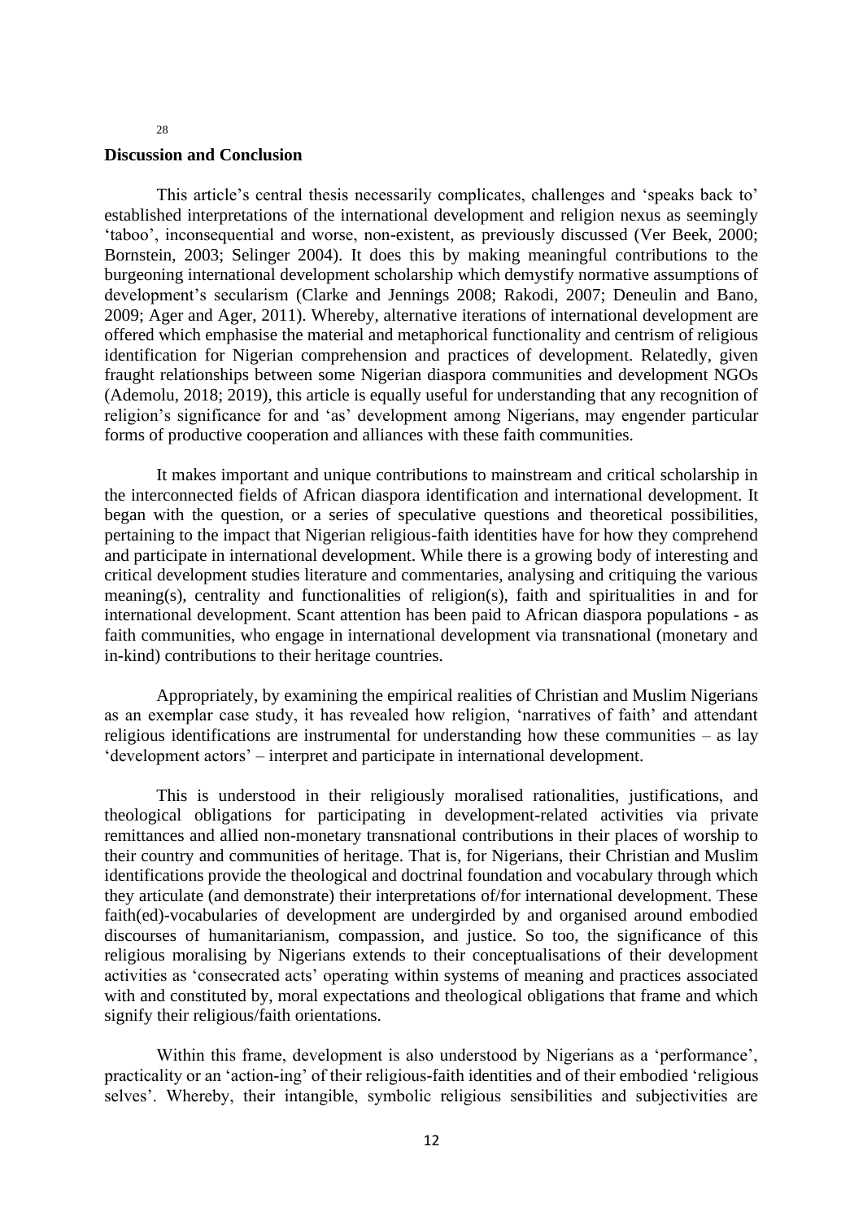## Discussion and Conclusion

This article's central thesis necessarily complicates, challenges and 'speaks back to' established interpretations of the international development and religion nexus as seemingly 'taboo', inconsequential and worse, non-existent, as previously discussed (Ver Beek, 2000; Bornstein, 2003; Selinger 2004). It does this by making meaningful contributions to the burgeoning international development scholarship which demystify normative assumptions of development's secularism (Clarke and Jennings 2008; Rakodi, 2007; Deneulin and Bano, 2009; Ager and Ager, 2011). Whereby, alternative iterations of international development are offered which emphasise the material and metaphorical functionality and centrism of religious identification for Nigerian comprehension and practices of development. Relatedly, given fraught relationships between some Nigerian diaspora communities and development NGOs (Ademolu, 2018; 2019), this article is equally useful for understanding that any recognition of religion's significance for and 'as' development among Nigerians, may engender particular forms of productive cooperation and alliances with these faith communities.

It makes important and unique contributions to mainstream and critical scholarship in the interconnected fields of African diaspora identification and international development. It began with the question, or a series of speculative questions and theoretical possibilities, pertaining to the impact that Nigerian religious-faith identities have for how they comprehend and participate in international development. While there is a growing body of interesting and critical development studies literature and commentaries, analysing and critiquing the various meaning(s), centrality and functionalities of religion(s), faith and spiritualities in and for international development. Scant attention has been paid to African diaspora populations - as faith communities, who engage in international development via transnational (monetary and in-kind) contributions to their heritage countries.

Appropriately, by examining the empirical realities of Christian and Muslim Nigerians as an exemplar case study, it has revealed how religion, 'narratives of faith' and attendant religious identifications are instrumental for understanding how these communities – as lay 'development actors' – interpret and participate in international development.

This is understood in their religiously moralised rationalities, justifications, and theological obligations for participating in development-related activities via private remittances and allied non-monetary transnational contributions in their places of worship to their country and communities of heritage. That is, for Nigerians, their Christian and Muslim identifications provide the theological and doctrinal foundation and vocabulary through which they articulate (and demonstrate) their interpretations of/for international development. These faith(ed)-vocabularies of development are undergirded by and organised around embodied discourses of humanitarianism, compassion, and justice. So too, the significance of this religious moralising by Nigerians extends to their conceptualisations of their development activities as 'consecrated acts' operating within systems of meaning and practices associated with and constituted by, moral expectations and theological obligations that frame and which signify their religious/faith orientations.

Within this frame, development is also understood by Nigerians as a 'performance', practicality or an 'action-ing' of their religious-faith identities and of their embodied 'religious selves'. Whereby, their intangible, symbolic religious sensibilities and subjectivities are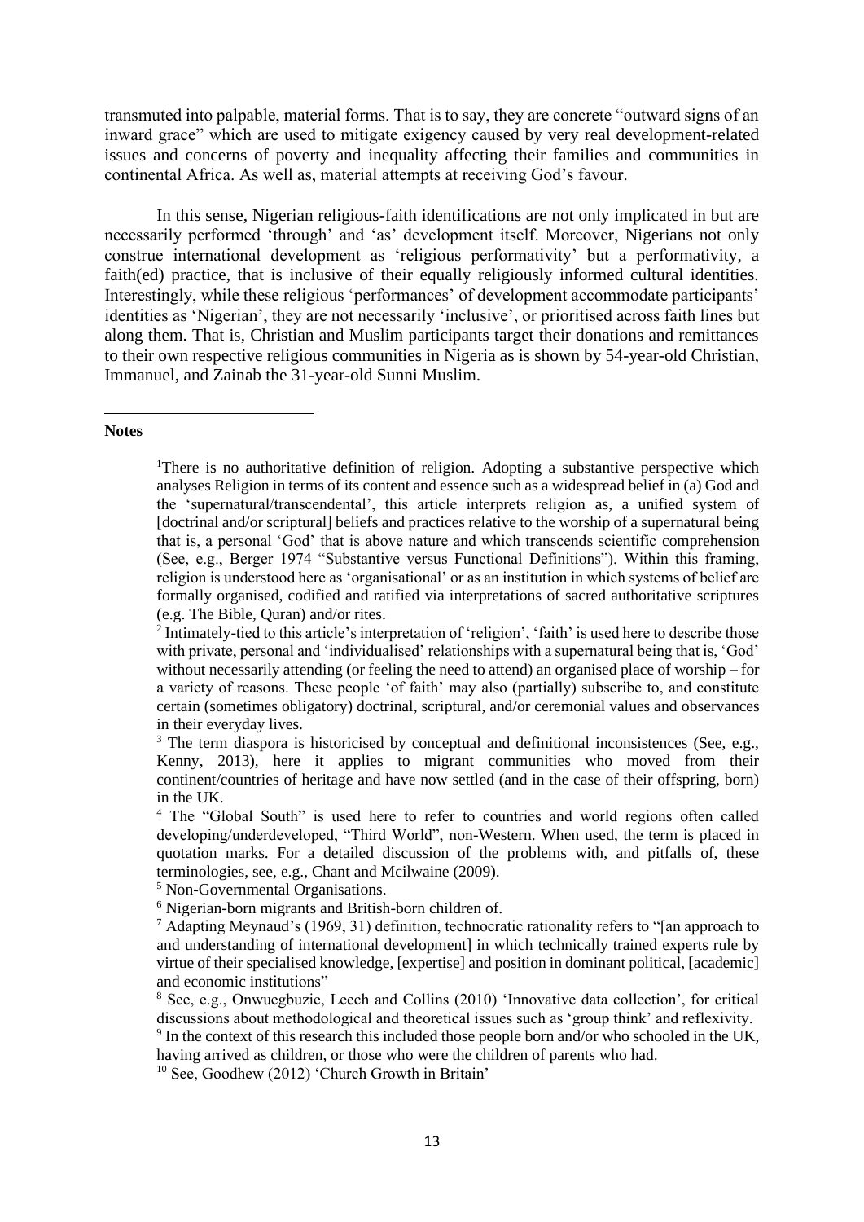transmuted into palpable, material forms. That is to say, they are concrete "outward signs of an inward grace" which are used to mitigate exigency caused by very real development-related issues and concerns of poverty and inequality affecting their families and communities in continental Africa. As well as, material attempts at receiving God's favour.

In this sense, Nigerian religious-faith identifications are not only implicated in but are necessarily performed 'through' and 'as' development itself. Moreover, Nigerians not only construe international development as 'religious performativity' but a performativity, a faith(ed) practice, that is inclusive of their equally religiously informed cultural identities. Interestingly, while these religious 'performances' of development accommodate participants' identities as 'Nigerian', they are not necessarily 'inclusive', or prioritised across faith lines but along them. That is, Christian and Muslim participants target their donations and remittances to their own respective religious communities in Nigeria as is shown by 54-year-old Christian, Immanuel, and Zainab the 31-year-old Sunni Muslim.

---

**Notes**

[1]There is no authoritative definition of religion. Adopting a substantive perspective which analyses Religion in terms of its content and essence such as a widespread belief in (a) God and the 'supernatural/transcendental', this article interprets religion as, a unified system of [doctrinal and/or scriptural] beliefs and practices relative to the worship of a supernatural being that is, a personal 'God' that is above nature and which transcends scientific comprehension (See, e.g., Berger 1974 "Substantive versus Functional Definitions"). Within this framing, religion is understood here as 'organisational' or as an institution in which systems of belief are formally organised, codified and ratified via interpretations of sacred authoritative scriptures (e.g. The Bible, Quran) and/or rites.

[2] Intimately-tied to this article's interpretation of 'religion', 'faith' is used here to describe those with private, personal and 'individualised' relationships with a supernatural being that is, 'God' without necessarily attending (or feeling the need to attend) an organised place of worship – for a variety of reasons. These people 'of faith' may also (partially) subscribe to, and constitute certain (sometimes obligatory) doctrinal, scriptural, and/or ceremonial values and observances in their everyday lives.

[3] The term diaspora is historicised by conceptual and definitional inconsistences (See, e.g., Kenny, 2013), here it applies to migrant communities who moved from their continent/countries of heritage and have now settled (and in the case of their offspring, born) in the UK.

[4] The "Global South" is used here to refer to countries and world regions often called developing/underdeveloped, "Third World", non-Western. When used, the term is placed in quotation marks. For a detailed discussion of the problems with, and pitfalls of, these terminologies, see, e.g., Chant and Mcilwaine (2009).

[5] Non-Governmental Organisations.

[6] Nigerian-born migrants and British-born children of.

[7] Adapting Meynaud's (1969, 31) definition, technocratic rationality refers to "[an approach to and understanding of international development] in which technically trained experts rule by virtue of their specialised knowledge, [expertise] and position in dominant political, [academic] and economic institutions"

[8] See, e.g., Onwuegbuzie, Leech and Collins (2010) 'Innovative data collection', for critical discussions about methodological and theoretical issues such as 'group think' and reflexivity.

[9] In the context of this research this included those people born and/or who schooled in the UK, having arrived as children, or those who were the children of parents who had.

[10] See, Goodhew (2012) 'Church Growth in Britain'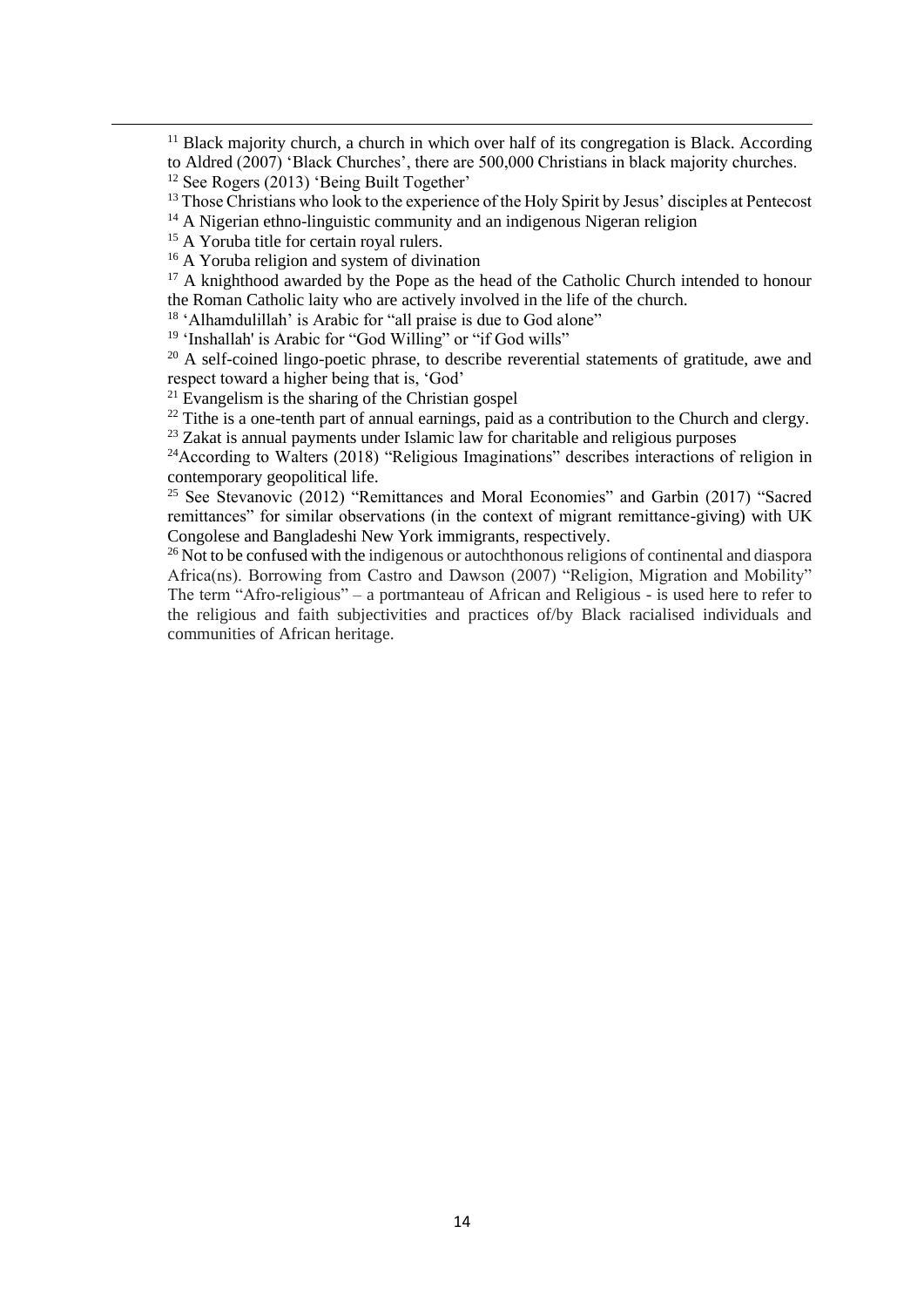[11] Black majority church, a church in which over half of its congregation is Black. According to Aldred (2007) 'Black Churches', there are 500,000 Christians in black majority churches.

[12] See Rogers (2013) 'Being Built Together'

[13] Those Christians who look to the experience of the Holy Spirit by Jesus' disciples at Pentecost

[14] A Nigerian ethno-linguistic community and an indigenous Nigeran religion

[15] A Yoruba title for certain royal rulers.

[16] A Yoruba religion and system of divination

[17] A knighthood awarded by the Pope as the head of the Catholic Church intended to honour the Roman Catholic laity who are actively involved in the life of the church.

[18] 'Alhamdulillah' is Arabic for "all praise is due to God alone"

[19] 'Inshallah' is Arabic for "God Willing" or "if God wills"

[20] A self-coined lingo-poetic phrase, to describe reverential statements of gratitude, awe and respect toward a higher being that is, 'God'

[21] Evangelism is the sharing of the Christian gospel

[22] Tithe is a one-tenth part of annual earnings, paid as a contribution to the Church and clergy.

[23] Zakat is annual payments under Islamic law for charitable and religious purposes

[24] According to Walters (2018) "Religious Imaginations" describes interactions of religion in contemporary geopolitical life.

[25] See Stevanovic (2012) "Remittances and Moral Economies" and Garbin (2017) "Sacred remittances" for similar observations (in the context of migrant remittance-giving) with UK Congolese and Bangladeshi New York immigrants, respectively.

[26] Not to be confused with the indigenous or autochthonous religions of continental and diaspora Africa(ns). Borrowing from Castro and Dawson (2007) "Religion, Migration and Mobility" The term "Afro-religious" – a portmanteau of African and Religious - is used here to refer to the religious and faith subjectivities and practices of/by Black racialised individuals and communities of African heritage.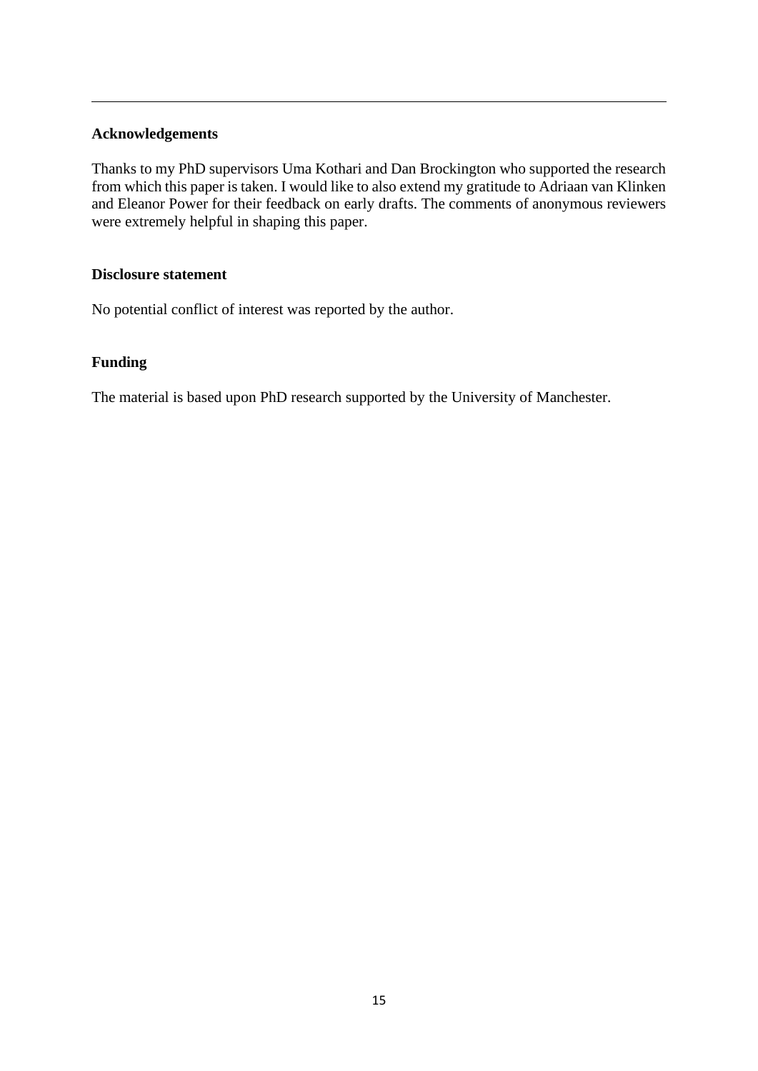---

**Acknowledgements**

Thanks to my PhD supervisors Uma Kothari and Dan Brockington who supported the research from which this paper is taken. I would like to also extend my gratitude to Adriaan van Klinken and Eleanor Power for their feedback on early drafts. The comments of anonymous reviewers were extremely helpful in shaping this paper.

**Disclosure statement**

No potential conflict of interest was reported by the author.

**Funding**

The material is based upon PhD research supported by the University of Manchester.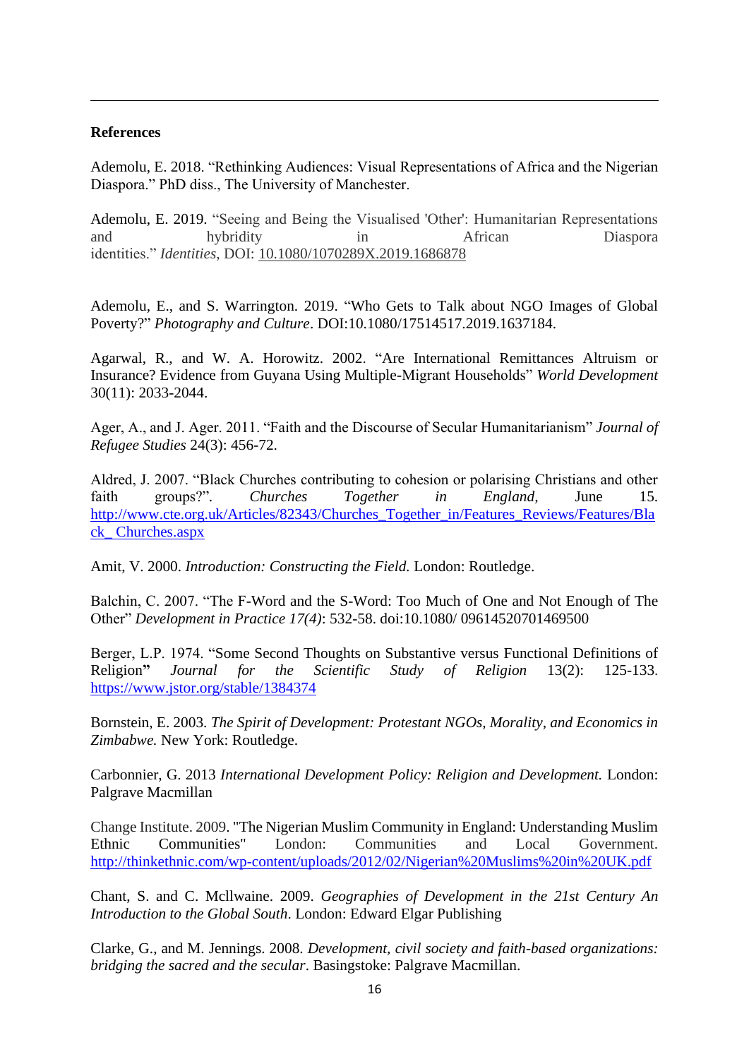**References**

Ademolu, E. 2018. "Rethinking Audiences: Visual Representations of Africa and the Nigerian Diaspora." PhD diss., The University of Manchester.

Ademolu, E. 2019. "Seeing and Being the Visualised 'Other': Humanitarian Representations and hybridity in African Diaspora identities." *Identities*, DOI: 10.1080/1070289X.2019.1686878

Ademolu, E., and S. Warrington. 2019. "Who Gets to Talk about NGO Images of Global Poverty?" *Photography and Culture*. DOI:10.1080/17514517.2019.1637184.

Agarwal, R., and W. A. Horowitz. 2002. "Are International Remittances Altruism or Insurance? Evidence from Guyana Using Multiple-Migrant Households" *World Development* 30(11): 2033-2044.

Ager, A., and J. Ager. 2011. "Faith and the Discourse of Secular Humanitarianism" *Journal of Refugee Studies* 24(3): 456-72.

Aldred, J. 2007. "Black Churches contributing to cohesion or polarising Christians and other faith groups?". *Churches Together in England,* June 15. http://www.cte.org.uk/Articles/82343/Churches_Together_in/Features_Reviews/Features/Black_ Churches.aspx

Amit, V. 2000. *Introduction: Constructing the Field.* London: Routledge.

Balchin, C. 2007. "The F-Word and the S-Word: Too Much of One and Not Enough of The Other" *Development in Practice 17(4)*: 532-58. doi:10.1080/ 09614520701469500

Berger, L.P. 1974. "Some Second Thoughts on Substantive versus Functional Definitions of Religion" *Journal for the Scientific Study of Religion* 13(2): 125-133. https://www.jstor.org/stable/1384374

Bornstein, E. 2003. *The Spirit of Development: Protestant NGOs, Morality, and Economics in Zimbabwe.* New York: Routledge.

Carbonnier, G. 2013 *International Development Policy: Religion and Development.* London: Palgrave Macmillan

Change Institute. 2009. "The Nigerian Muslim Community in England: Understanding Muslim Ethnic Communities" London: Communities and Local Government. http://thinkethnic.com/wp-content/uploads/2012/02/Nigerian%20Muslims%20in%20UK.pdf

Chant, S. and C. Mcllwaine. 2009. *Geographies of Development in the 21st Century An Introduction to the Global South*. London: Edward Elgar Publishing

Clarke, G., and M. Jennings. 2008. *Development, civil society and faith-based organizations: bridging the sacred and the secular*. Basingstoke: Palgrave Macmillan.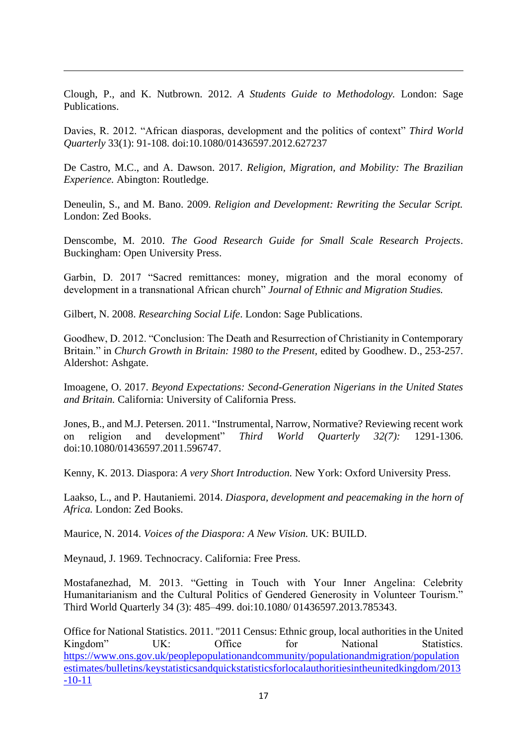Clough, P., and K. Nutbrown. 2012. *A Students Guide to Methodology.* London: Sage Publications.

Davies, R. 2012. "African diasporas, development and the politics of context" *Third World Quarterly* 33(1): 91-108. doi:10.1080/01436597.2012.627237

De Castro, M.C., and A. Dawson. 2017. *Religion, Migration, and Mobility: The Brazilian Experience.* Abington: Routledge.

Deneulin, S., and M. Bano. 2009. *Religion and Development: Rewriting the Secular Script.* London: Zed Books.

Denscombe, M. 2010. *The Good Research Guide for Small Scale Research Projects*. Buckingham: Open University Press.

Garbin, D. 2017 "Sacred remittances: money, migration and the moral economy of development in a transnational African church" *Journal of Ethnic and Migration Studies.*

Gilbert, N. 2008. *Researching Social Life*. London: Sage Publications.

Goodhew, D. 2012. "Conclusion: The Death and Resurrection of Christianity in Contemporary Britain." in *Church Growth in Britain: 1980 to the Present*, edited by Goodhew. D., 253-257. Aldershot: Ashgate.

Imoagene, O. 2017. *Beyond Expectations: Second-Generation Nigerians in the United States and Britain.* California: University of California Press.

Jones, B., and M.J. Petersen. 2011. "Instrumental, Narrow, Normative? Reviewing recent work on religion and development" *Third World Quarterly 32(7):* 1291-1306. doi:10.1080/01436597.2011.596747.

Kenny, K. 2013. Diaspora: *A very Short Introduction.* New York: Oxford University Press.

Laakso, L., and P. Hautaniemi. 2014. *Diaspora, development and peacemaking in the horn of Africa.* London: Zed Books.

Maurice, N. 2014. *Voices of the Diaspora: A New Vision.* UK: BUILD.

Meynaud, J. 1969. Technocracy. California: Free Press.

Mostafanezhad, M. 2013. "Getting in Touch with Your Inner Angelina: Celebrity Humanitarianism and the Cultural Politics of Gendered Generosity in Volunteer Tourism." Third World Quarterly 34 (3): 485–499. doi:10.1080/ 01436597.2013.785343.

Office for National Statistics. 2011. "2011 Census: Ethnic group, local authorities in the United Kingdom" UK: Office for National Statistics. https://www.ons.gov.uk/peoplepopulationandcommunity/populationandmigration/populationestimates/bulletins/keystatisticsandquickstatisticsforlocalauthoritiesintheunitedkingdom/2013-10-11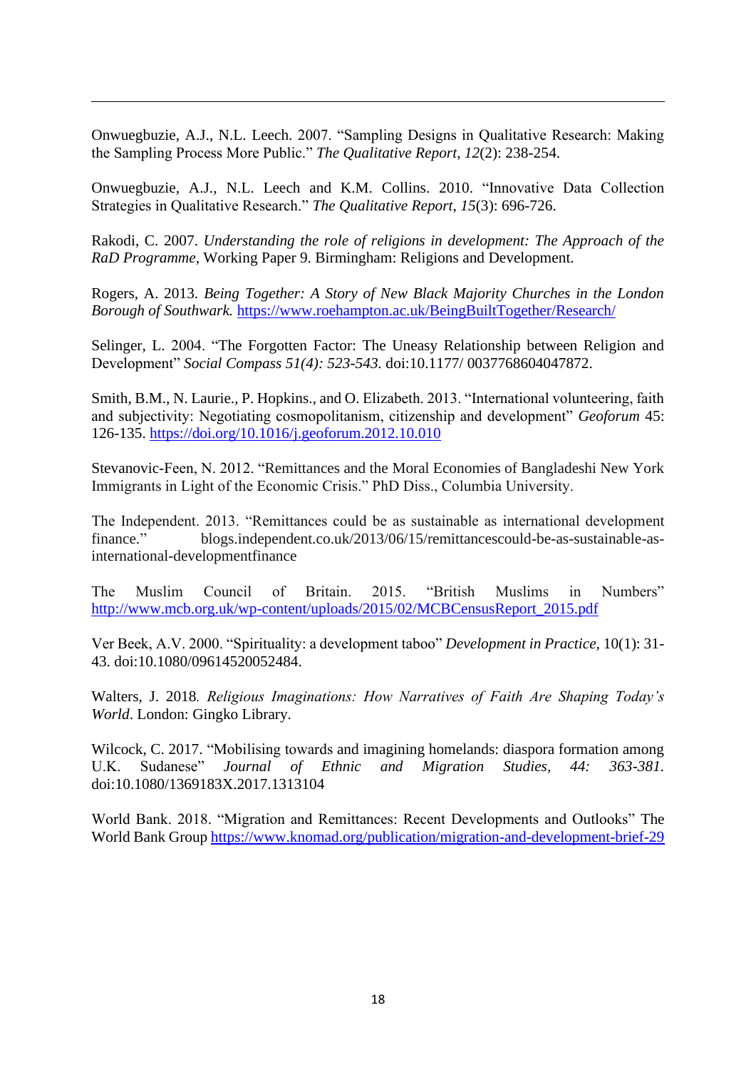Onwuegbuzie, A.J., N.L. Leech. 2007. "Sampling Designs in Qualitative Research: Making the Sampling Process More Public." *The Qualitative Report*, *12*(2): 238-254.

Onwuegbuzie, A.J., N.L. Leech and K.M. Collins. 2010. "Innovative Data Collection Strategies in Qualitative Research." *The Qualitative Report*, *15*(3): 696-726.

Rakodi, C. 2007. *Understanding the role of religions in development: The Approach of the RaD Programme,* Working Paper 9. Birmingham: Religions and Development.

Rogers, A. 2013. *Being Together: A Story of New Black Majority Churches in the London Borough of Southwark.* https://www.roehampton.ac.uk/BeingBuiltTogether/Research/

Selinger, L. 2004. "The Forgotten Factor: The Uneasy Relationship between Religion and Development" *Social Compass 51(4): 523-543.* doi:10.1177/ 0037768604047872.

Smith, B.M., N. Laurie., P. Hopkins., and O. Elizabeth. 2013. "International volunteering, faith and subjectivity: Negotiating cosmopolitanism, citizenship and development" *Geoforum* 45: 126-135. https://doi.org/10.1016/j.geoforum.2012.10.010

Stevanovic-Feen, N. 2012. "Remittances and the Moral Economies of Bangladeshi New York Immigrants in Light of the Economic Crisis." PhD Diss., Columbia University.

The Independent. 2013. "Remittances could be as sustainable as international development finance." blogs.independent.co.uk/2013/06/15/remittancescould-be-as-sustainable-as-international-developmentfinance

The Muslim Council of Britain. 2015. "British Muslims in Numbers" http://www.mcb.org.uk/wp-content/uploads/2015/02/MCBCensusReport_2015.pdf

Ver Beek, A.V. 2000. "Spirituality: a development taboo" *Development in Practice,* 10(1): 31-43. doi:10.1080/09614520052484.

Walters, J. 2018*. Religious Imaginations: How Narratives of Faith Are Shaping Today's World*. London: Gingko Library.

Wilcock, C. 2017. "Mobilising towards and imagining homelands: diaspora formation among U.K. Sudanese" *Journal of Ethnic and Migration Studies, 44: 363-381.* doi:10.1080/1369183X.2017.1313104

World Bank. 2018. "Migration and Remittances: Recent Developments and Outlooks" The World Bank Group https://www.knomad.org/publication/migration-and-development-brief-29